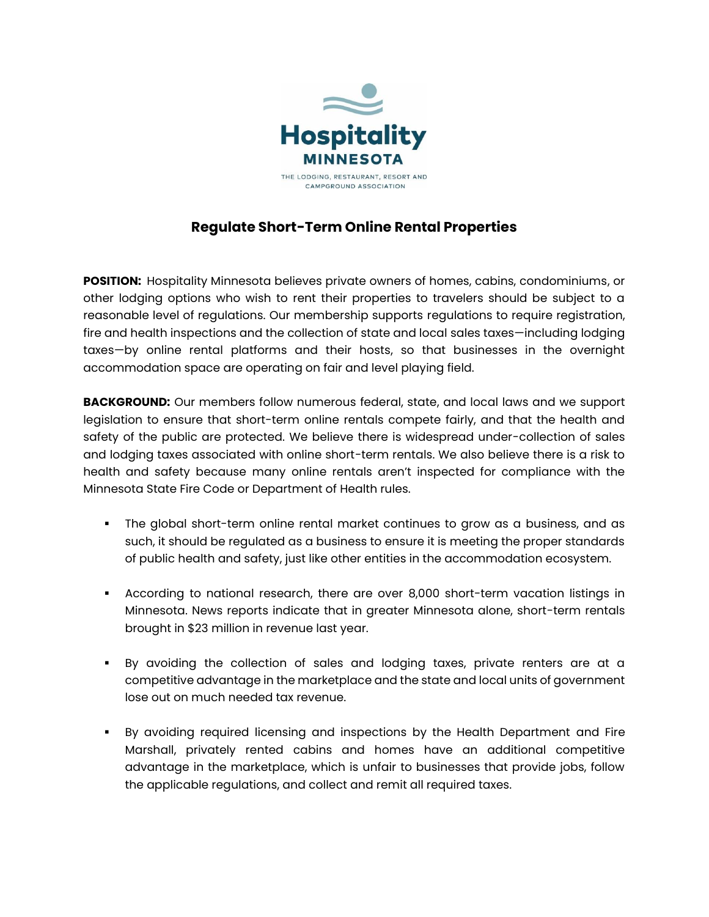Hospitality
MINNESOTA
THE LODGING, RESTAURANT, RESORT AND CAMPGROUND ASSOCIATION

# Regulate Short-Term Online Rental Properties

**POSITION:** Hospitality Minnesota believes private owners of homes, cabins, condominiums, or other lodging options who wish to rent their properties to travelers should be subject to a reasonable level of regulations. Our membership supports regulations to require registration, fire and health inspections and the collection of state and local sales taxes—including lodging taxes—by online rental platforms and their hosts, so that businesses in the overnight accommodation space are operating on fair and level playing field.

**BACKGROUND:** Our members follow numerous federal, state, and local laws and we support legislation to ensure that short-term online rentals compete fairly, and that the health and safety of the public are protected. We believe there is widespread under-collection of sales and lodging taxes associated with online short-term rentals. We also believe there is a risk to health and safety because many online rentals aren't inspected for compliance with the Minnesota State Fire Code or Department of Health rules.

- The global short-term online rental market continues to grow as a business, and as such, it should be regulated as a business to ensure it is meeting the proper standards of public health and safety, just like other entities in the accommodation ecosystem.
- According to national research, there are over 8,000 short-term vacation listings in Minnesota. News reports indicate that in greater Minnesota alone, short-term rentals brought in $23 million in revenue last year.
- By avoiding the collection of sales and lodging taxes, private renters are at a competitive advantage in the marketplace and the state and local units of government lose out on much needed tax revenue.
- By avoiding required licensing and inspections by the Health Department and Fire Marshall, privately rented cabins and homes have an additional competitive advantage in the marketplace, which is unfair to businesses that provide jobs, follow the applicable regulations, and collect and remit all required taxes.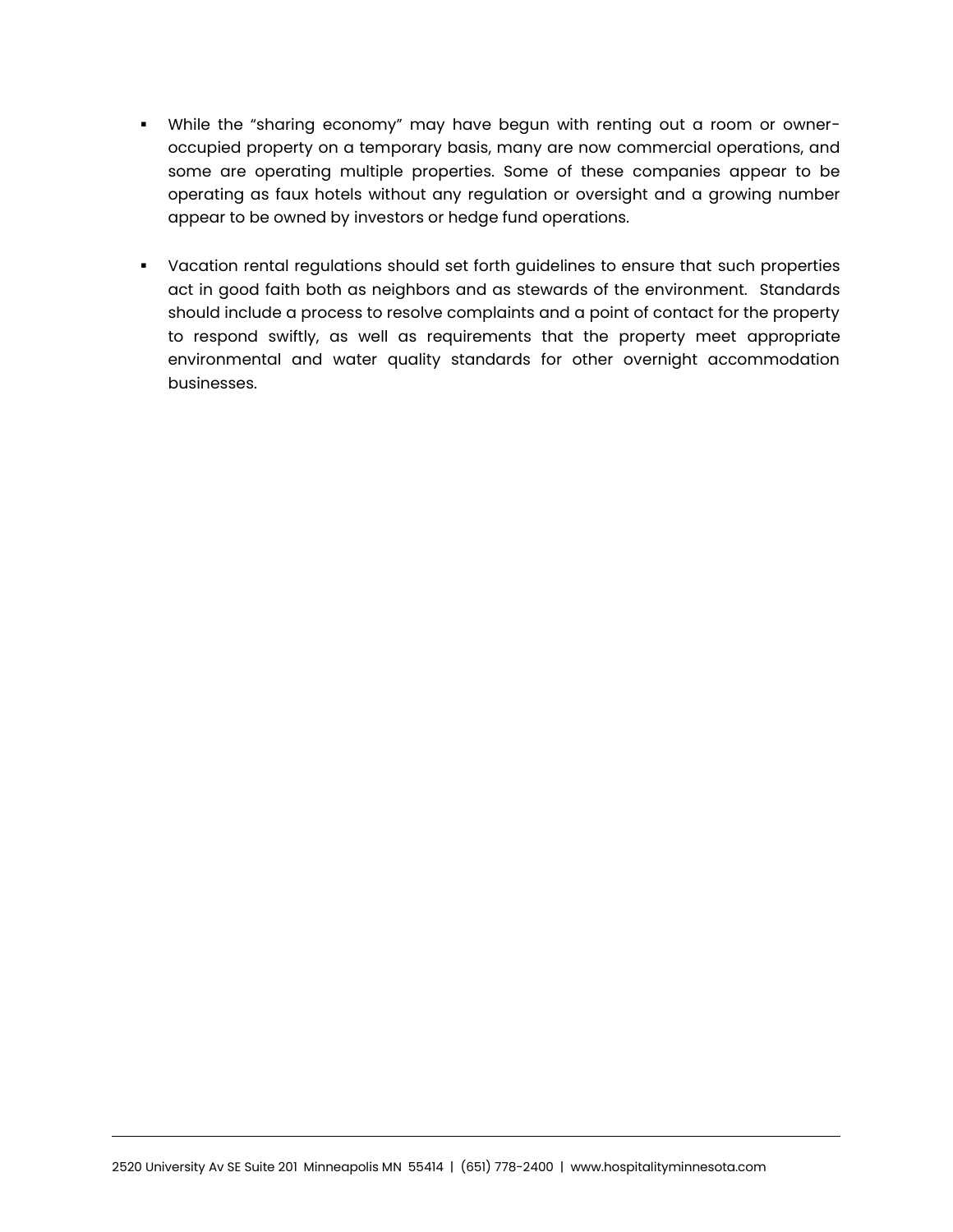- While the "sharing economy" may have begun with renting out a room or owner-occupied property on a temporary basis, many are now commercial operations, and some are operating multiple properties. Some of these companies appear to be operating as faux hotels without any regulation or oversight and a growing number appear to be owned by investors or hedge fund operations.

- Vacation rental regulations should set forth guidelines to ensure that such properties act in good faith both as neighbors and as stewards of the environment. Standards should include a process to resolve complaints and a point of contact for the property to respond swiftly, as well as requirements that the property meet appropriate environmental and water quality standards for other overnight accommodation businesses.